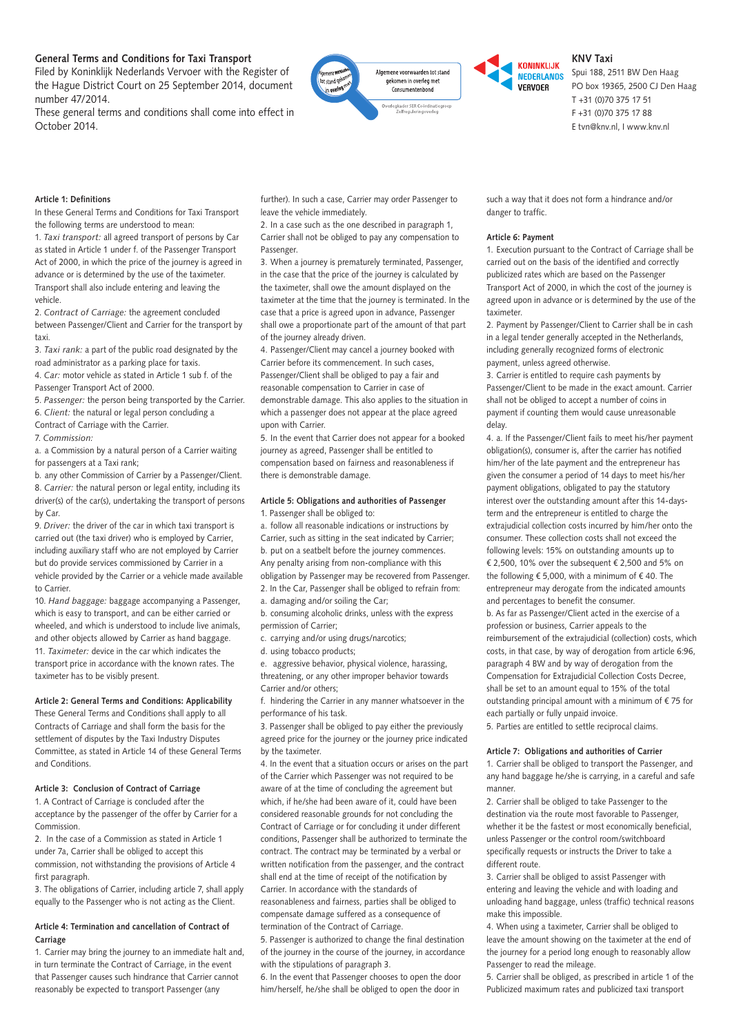**General Terms and Conditions for Taxi Transport**

Filed by Koninklijk Nederlands Vervoer with the Register of the Hague District Court on 25 September 2014, document number 47/2014.

These general terms and conditions shall come into effect in October 2014.

Algemene voorwaarden tot stand gekomen in overleg met Consumentenbond

Overlegkader SER Coördinatiegroep Zelfreguleringsoverleg

KONINKLIJK NEDERLANDS VERVOER

**KNV Taxi**

Spui 188, 2511 BW Den Haag
PO box 19365, 2500 CJ Den Haag
T +31 (0)70 375 17 51
F +31 (0)70 375 17 88
E tvn@knv.nl, I www.knv.nl

#### Article 1: Definitions

In these General Terms and Conditions for Taxi Transport the following terms are understood to mean:

1. *Taxi transport:* all agreed transport of persons by Car as stated in Article 1 under f. of the Passenger Transport Act of 2000, in which the price of the journey is agreed in advance or is determined by the use of the taximeter. Transport shall also include entering and leaving the vehicle.
2. *Contract of Carriage:* the agreement concluded between Passenger/Client and Carrier for the transport by taxi.
3. *Taxi rank:* a part of the public road designated by the road administrator as a parking place for taxis.
4. *Car:* motor vehicle as stated in Article 1 sub f. of the Passenger Transport Act of 2000.
5. *Passenger:* the person being transported by the Carrier.
6. *Client:* the natural or legal person concluding a Contract of Carriage with the Carrier.
7. *Commission:*
   a. a Commission by a natural person of a Carrier waiting for passengers at a Taxi rank;
   b. any other Commission of Carrier by a Passenger/Client.
8. *Carrier:* the natural person or legal entity, including its driver(s) of the car(s), undertaking the transport of persons by Car.
9. *Driver:* the driver of the car in which taxi transport is carried out (the taxi driver) who is employed by Carrier, including auxiliary staff who are not employed by Carrier but do provide services commissioned by Carrier in a vehicle provided by the Carrier or a vehicle made available to Carrier.
10. *Hand baggage:* baggage accompanying a Passenger, which is easy to transport, and can be either carried or wheeled, and which is understood to include live animals, and other objects allowed by Carrier as hand baggage.
11. *Taximeter:* device in the car which indicates the transport price in accordance with the known rates. The taximeter has to be visibly present.

#### Article 2: General Terms and Conditions: Applicability

These General Terms and Conditions shall apply to all Contracts of Carriage and shall form the basis for the settlement of disputes by the Taxi Industry Disputes Committee, as stated in Article 14 of these General Terms and Conditions.

#### Article 3: Conclusion of Contract of Carriage

1. A Contract of Carriage is concluded after the acceptance by the passenger of the offer by Carrier for a Commission.
2. In the case of a Commission as stated in Article 1 under 7a, Carrier shall be obliged to accept this commission, not withstanding the provisions of Article 4 first paragraph.
3. The obligations of Carrier, including article 7, shall apply equally to the Passenger who is not acting as the Client.

#### Article 4: Termination and cancellation of Contract of Carriage

1. Carrier may bring the journey to an immediate halt and, in turn terminate the Contract of Carriage, in the event that Passenger causes such hindrance that Carrier cannot reasonably be expected to transport Passenger (any further). In such a case, Carrier may order Passenger to leave the vehicle immediately.
2. In a case such as the one described in paragraph 1, Carrier shall not be obliged to pay any compensation to Passenger.
3. When a journey is prematurely terminated, Passenger, in the case that the price of the journey is calculated by the taximeter, shall owe the amount displayed on the taximeter at the time that the journey is terminated. In the case that a price is agreed upon in advance, Passenger shall owe a proportionate part of the amount of that part of the journey already driven.
4. Passenger/Client may cancel a journey booked with Carrier before its commencement. In such cases, Passenger/Client shall be obliged to pay a fair and reasonable compensation to Carrier in case of demonstrable damage. This also applies to the situation in which a passenger does not appear at the place agreed upon with Carrier.
5. In the event that Carrier does not appear for a booked journey as agreed, Passenger shall be entitled to compensation based on fairness and reasonableness if there is demonstrable damage.

#### Article 5: Obligations and authorities of Passenger

1. Passenger shall be obliged to:
   a. follow all reasonable indications or instructions by Carrier, such as sitting in the seat indicated by Carrier;
   b. put on a seatbelt before the journey commences.
   Any penalty arising from non-compliance with this obligation by Passenger may be recovered from Passenger.
2. In the Car, Passenger shall be obliged to refrain from:
   a. damaging and/or soiling the Car;
   b. consuming alcoholic drinks, unless with the express permission of Carrier;
   c. carrying and/or using drugs/narcotics;
   d. using tobacco products;
   e. aggressive behavior, physical violence, harassing, threatening, or any other improper behavior towards Carrier and/or others;
   f. hindering the Carrier in any manner whatsoever in the performance of his task.
3. Passenger shall be obliged to pay either the previously agreed price for the journey or the journey price indicated by the taximeter.
4. In the event that a situation occurs or arises on the part of the Carrier which Passenger was not required to be aware of at the time of concluding the agreement but which, if he/she had been aware of it, could have been considered reasonable grounds for not concluding the Contract of Carriage or for concluding it under different conditions, Passenger shall be authorized to terminate the contract. The contract may be terminated by a verbal or written notification from the passenger, and the contract shall end at the time of receipt of the notification by Carrier. In accordance with the standards of reasonableness and fairness, parties shall be obliged to compensate damage suffered as a consequence of termination of the Contract of Carriage.
5. Passenger is authorized to change the final destination of the journey in the course of the journey, in accordance with the stipulations of paragraph 3.
6. In the event that Passenger chooses to open the door him/herself, he/she shall be obliged to open the door in such a way that it does not form a hindrance and/or danger to traffic.

#### Article 6: Payment

1. Execution pursuant to the Contract of Carriage shall be carried out on the basis of the identified and correctly publicized rates which are based on the Passenger Transport Act of 2000, in which the cost of the journey is agreed upon in advance or is determined by the use of the taximeter.
2. Payment by Passenger/Client to Carrier shall be in cash in a legal tender generally accepted in the Netherlands, including generally recognized forms of electronic payment, unless agreed otherwise.
3. Carrier is entitled to require cash payments by Passenger/Client to be made in the exact amount. Carrier shall not be obliged to accept a number of coins in payment if counting them would cause unreasonable delay.
4. a. If the Passenger/Client fails to meet his/her payment obligation(s), consumer is, after the carrier has notified him/her of the late payment and the entrepreneur has given the consumer a period of 14 days to meet his/her payment obligations, obligated to pay the statutory interest over the outstanding amount after this 14-days-term and the entrepreneur is entitled to charge the extrajudicial collection costs incurred by him/her onto the consumer. These collection costs shall not exceed the following levels: 15% on outstanding amounts up to € 2,500, 10% over the subsequent € 2,500 and 5% on the following € 5,000, with a minimum of € 40. The entrepreneur may derogate from the indicated amounts and percentages to benefit the consumer.
   b. As far as Passenger/Client acted in the exercise of a profession or business, Carrier appeals to the reimbursement of the extrajudicial (collection) costs, which costs, in that case, by way of derogation from article 6:96, paragraph 4 BW and by way of derogation from the Compensation for Extrajudicial Collection Costs Decree, shall be set to an amount equal to 15% of the total outstanding principal amount with a minimum of € 75 for each partially or fully unpaid invoice.
5. Parties are entitled to settle reciprocal claims.

#### Article 7: Obligations and authorities of Carrier

1. Carrier shall be obliged to transport the Passenger, and any hand baggage he/she is carrying, in a careful and safe manner.
2. Carrier shall be obliged to take Passenger to the destination via the route most favorable to Passenger, whether it be the fastest or most economically beneficial, unless Passenger or the control room/switchboard specifically requests or instructs the Driver to take a different route.
3. Carrier shall be obliged to assist Passenger with entering and leaving the vehicle and with loading and unloading hand baggage, unless (traffic) technical reasons make this impossible.
4. When using a taximeter, Carrier shall be obliged to leave the amount showing on the taximeter at the end of the journey for a period long enough to reasonably allow Passenger to read the mileage.
5. Carrier shall be obliged, as prescribed in article 1 of the Publicized maximum rates and publicized taxi transport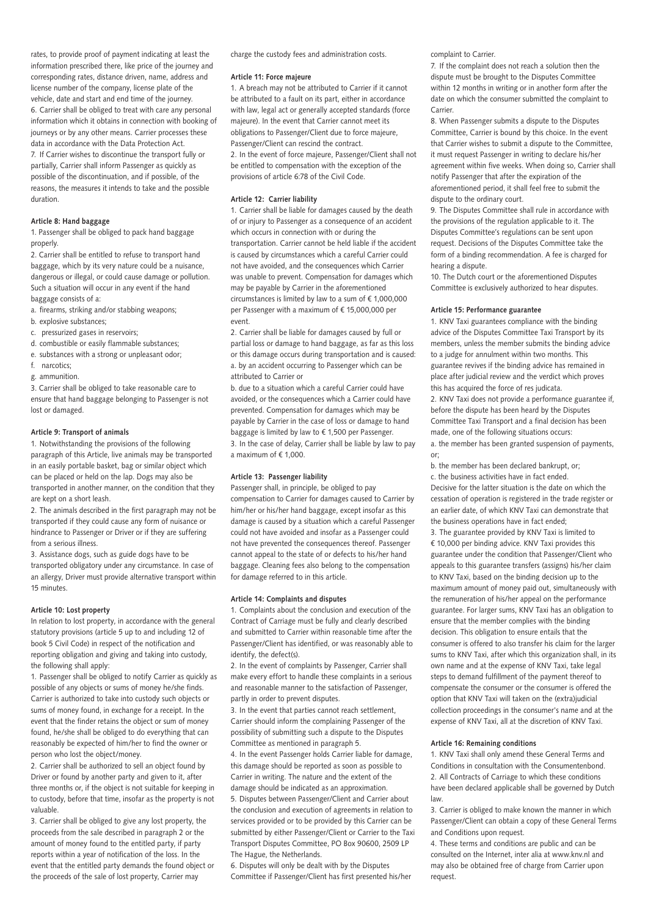rates, to provide proof of payment indicating at least the information prescribed there, like price of the journey and corresponding rates, distance driven, name, address and license number of the company, license plate of the vehicle, date and start and end time of the journey.

6. Carrier shall be obliged to treat with care any personal information which it obtains in connection with booking of journeys or by any other means. Carrier processes these data in accordance with the Data Protection Act.

7. If Carrier wishes to discontinue the transport fully or partially, Carrier shall inform Passenger as quickly as possible of the discontinuation, and if possible, of the reasons, the measures it intends to take and the possible duration.

#### Article 8: Hand baggage

1. Passenger shall be obliged to pack hand baggage properly.

2. Carrier shall be entitled to refuse to transport hand baggage, which by its very nature could be a nuisance, dangerous or illegal, or could cause damage or pollution. Such a situation will occur in any event if the hand baggage consists of a:

a. firearms, striking and/or stabbing weapons;
b. explosive substances;
c. pressurized gases in reservoirs;
d. combustible or easily flammable substances;
e. substances with a strong or unpleasant odor;
f. narcotics;
g. ammunition.

3. Carrier shall be obliged to take reasonable care to ensure that hand baggage belonging to Passenger is not lost or damaged.

#### Article 9: Transport of animals

1. Notwithstanding the provisions of the following paragraph of this Article, live animals may be transported in an easily portable basket, bag or similar object which can be placed or held on the lap. Dogs may also be transported in another manner, on the condition that they are kept on a short leash.

2. The animals described in the first paragraph may not be transported if they could cause any form of nuisance or hindrance to Passenger or Driver or if they are suffering from a serious illness.

3. Assistance dogs, such as guide dogs have to be transported obligatory under any circumstance. In case of an allergy, Driver must provide alternative transport within 15 minutes.

#### Article 10: Lost property

In relation to lost property, in accordance with the general statutory provisions (article 5 up to and including 12 of book 5 Civil Code) in respect of the notification and reporting obligation and giving and taking into custody, the following shall apply:

1. Passenger shall be obliged to notify Carrier as quickly as possible of any objects or sums of money he/she finds. Carrier is authorized to take into custody such objects or sums of money found, in exchange for a receipt. In the event that the finder retains the object or sum of money found, he/she shall be obliged to do everything that can reasonably be expected of him/her to find the owner or person who lost the object/money.

2. Carrier shall be authorized to sell an object found by Driver or found by another party and given to it, after three months or, if the object is not suitable for keeping in to custody, before that time, insofar as the property is not valuable.

3. Carrier shall be obliged to give any lost property, the proceeds from the sale described in paragraph 2 or the amount of money found to the entitled party, if party reports within a year of notification of the loss. In the event that the entitled party demands the found object or the proceeds of the sale of lost property, Carrier may charge the custody fees and administration costs.

#### Article 11: Force majeure

1. A breach may not be attributed to Carrier if it cannot be attributed to a fault on its part, either in accordance with law, legal act or generally accepted standards (force majeure). In the event that Carrier cannot meet its obligations to Passenger/Client due to force majeure, Passenger/Client can rescind the contract.

2. In the event of force majeure, Passenger/Client shall not be entitled to compensation with the exception of the provisions of article 6:78 of the Civil Code.

#### Article 12: Carrier liability

1. Carrier shall be liable for damages caused by the death of or injury to Passenger as a consequence of an accident which occurs in connection with or during the transportation. Carrier cannot be held liable if the accident is caused by circumstances which a careful Carrier could not have avoided, and the consequences which Carrier was unable to prevent. Compensation for damages which may be payable by Carrier in the aforementioned circumstances is limited by law to a sum of € 1,000,000 per Passenger with a maximum of € 15,000,000 per event.

2. Carrier shall be liable for damages caused by full or partial loss or damage to hand baggage, as far as this loss or this damage occurs during transportation and is caused:

a. by an accident occurring to Passenger which can be attributed to Carrier or

b. due to a situation which a careful Carrier could have avoided, or the consequences which a Carrier could have prevented. Compensation for damages which may be payable by Carrier in the case of loss or damage to hand baggage is limited by law to € 1,500 per Passenger.

3. In the case of delay, Carrier shall be liable by law to pay a maximum of € 1,000.

#### Article 13: Passenger liability

Passenger shall, in principle, be obliged to pay compensation to Carrier for damages caused to Carrier by him/her or his/her hand baggage, except insofar as this damage is caused by a situation which a careful Passenger could not have avoided and insofar as a Passenger could not have prevented the consequences thereof. Passenger cannot appeal to the state of or defects to his/her hand baggage. Cleaning fees also belong to the compensation for damage referred to in this article.

#### Article 14: Complaints and disputes

1. Complaints about the conclusion and execution of the Contract of Carriage must be fully and clearly described and submitted to Carrier within reasonable time after the Passenger/Client has identified, or was reasonably able to identify, the defect(s).

2. In the event of complaints by Passenger, Carrier shall make every effort to handle these complaints in a serious and reasonable manner to the satisfaction of Passenger, partly in order to prevent disputes.

3. In the event that parties cannot reach settlement, Carrier should inform the complaining Passenger of the possibility of submitting such a dispute to the Disputes Committee as mentioned in paragraph 5.

4. In the event Passenger holds Carrier liable for damage, this damage should be reported as soon as possible to Carrier in writing. The nature and the extent of the damage should be indicated as an approximation.

5. Disputes between Passenger/Client and Carrier about the conclusion and execution of agreements in relation to services provided or to be provided by this Carrier can be submitted by either Passenger/Client or Carrier to the Taxi Transport Disputes Committee, PO Box 90600, 2509 LP The Hague, the Netherlands.

6. Disputes will only be dealt with by the Disputes Committee if Passenger/Client has first presented his/her complaint to Carrier.

7. If the complaint does not reach a solution then the dispute must be brought to the Disputes Committee within 12 months in writing or in another form after the date on which the consumer submitted the complaint to Carrier.

8. When Passenger submits a dispute to the Disputes Committee, Carrier is bound by this choice. In the event that Carrier wishes to submit a dispute to the Committee, it must request Passenger in writing to declare his/her agreement within five weeks. When doing so, Carrier shall notify Passenger that after the expiration of the aforementioned period, it shall feel free to submit the dispute to the ordinary court.

9. The Disputes Committee shall rule in accordance with the provisions of the regulation applicable to it. The Disputes Committee's regulations can be sent upon request. Decisions of the Disputes Committee take the form of a binding recommendation. A fee is charged for hearing a dispute.

10. The Dutch court or the aforementioned Disputes Committee is exclusively authorized to hear disputes.

#### Article 15: Performance guarantee

1. KNV Taxi guarantees compliance with the binding advice of the Disputes Committee Taxi Transport by its members, unless the member submits the binding advice to a judge for annulment within two months. This guarantee revives if the binding advice has remained in place after judicial review and the verdict which proves this has acquired the force of res judicata.

2. KNV Taxi does not provide a performance guarantee if, before the dispute has been heard by the Disputes Committee Taxi Transport and a final decision has been made, one of the following situations occurs:

a. the member has been granted suspension of payments, or;

b. the member has been declared bankrupt, or;

c. the business activities have in fact ended.

Decisive for the latter situation is the date on which the cessation of operation is registered in the trade register or an earlier date, of which KNV Taxi can demonstrate that the business operations have in fact ended;

3. The guarantee provided by KNV Taxi is limited to € 10,000 per binding advice. KNV Taxi provides this guarantee under the condition that Passenger/Client who appeals to this guarantee transfers (assigns) his/her claim to KNV Taxi, based on the binding decision up to the maximum amount of money paid out, simultaneously with the remuneration of his/her appeal on the performance guarantee. For larger sums, KNV Taxi has an obligation to ensure that the member complies with the binding decision. This obligation to ensure entails that the consumer is offered to also transfer his claim for the larger sums to KNV Taxi, after which this organization shall, in its own name and at the expense of KNV Taxi, take legal steps to demand fulfillment of the payment thereof to compensate the consumer or the consumer is offered the option that KNV Taxi will taken on the (extra)judicial collection proceedings in the consumer's name and at the expense of KNV Taxi, all at the discretion of KNV Taxi.

#### Article 16: Remaining conditions

1. KNV Taxi shall only amend these General Terms and Conditions in consultation with the Consumentenbond.

2. All Contracts of Carriage to which these conditions have been declared applicable shall be governed by Dutch law.

3. Carrier is obliged to make known the manner in which Passenger/Client can obtain a copy of these General Terms and Conditions upon request.

4. These terms and conditions are public and can be consulted on the Internet, inter alia at www.knv.nl and may also be obtained free of charge from Carrier upon request.